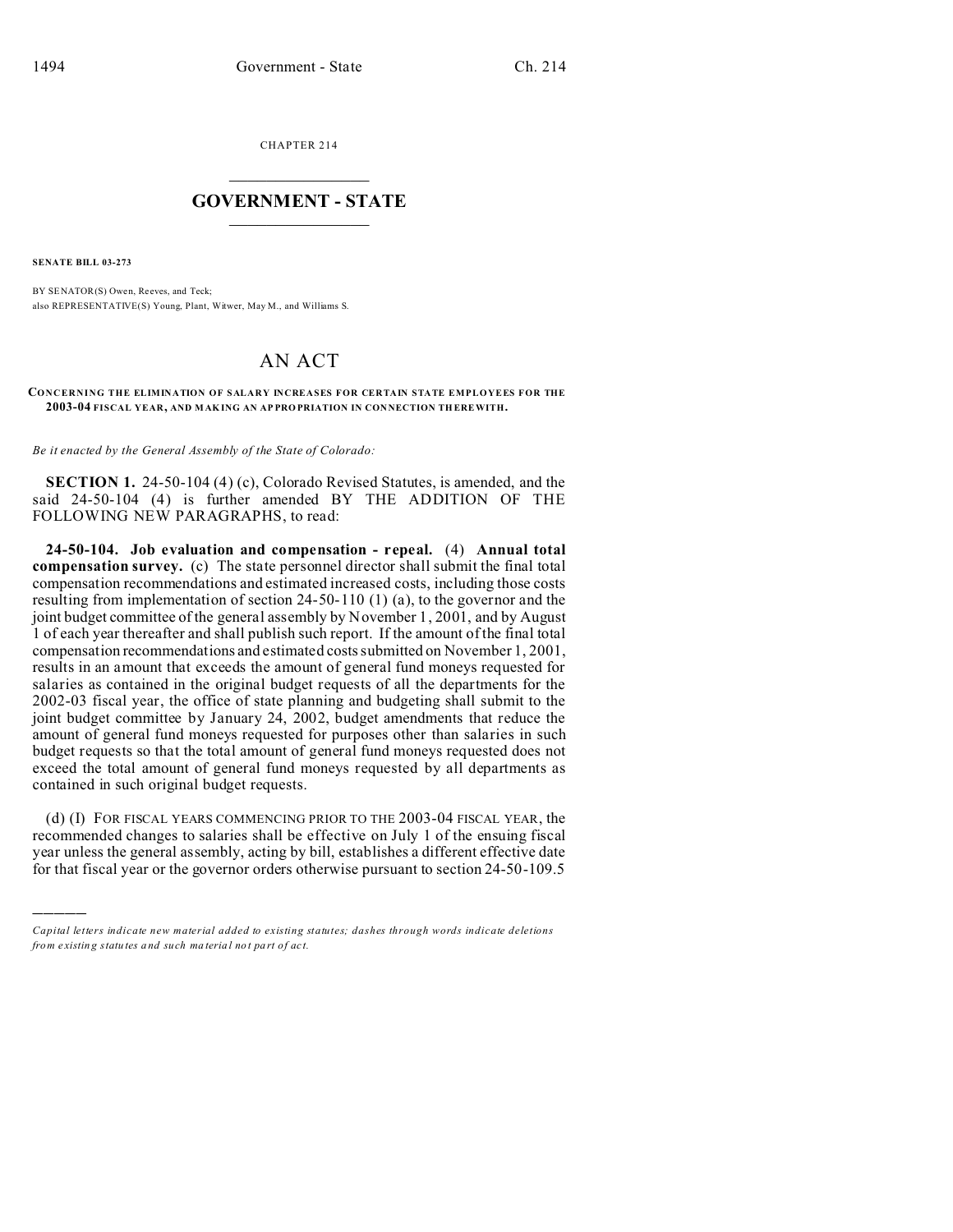CHAPTER 214

# GOVERNMENT - STATE

**SENATE BILL 03-273**

BY SENATOR(S) Owen, Reeves, and Teck;
also REPRESENTATIVE(S) Young, Plant, Witwer, May M., and Williams S.

# AN ACT

**CONCERNING THE ELIMINATION OF SALARY INCREASES FOR CERTAIN STATE EMPLOYEES FOR THE 2003-04 FISCAL YEAR, AND MAKING AN APPROPRIATION IN CONNECTION THEREWITH.**

*Be it enacted by the General Assembly of the State of Colorado:*

**SECTION 1.** 24-50-104 (4) (c), Colorado Revised Statutes, is amended, and the said 24-50-104 (4) is further amended BY THE ADDITION OF THE FOLLOWING NEW PARAGRAPHS, to read:

**24-50-104. Job evaluation and compensation - repeal.** (4) **Annual total compensation survey.** (c) The state personnel director shall submit the final total compensation recommendations and estimated increased costs, including those costs resulting from implementation of section 24-50-110 (1) (a), to the governor and the joint budget committee of the general assembly by November 1, 2001, and by August 1 of each year thereafter and shall publish such report. If the amount of the final total compensation recommendations and estimated costs submitted on November 1, 2001, results in an amount that exceeds the amount of general fund moneys requested for salaries as contained in the original budget requests of all the departments for the 2002-03 fiscal year, the office of state planning and budgeting shall submit to the joint budget committee by January 24, 2002, budget amendments that reduce the amount of general fund moneys requested for purposes other than salaries in such budget requests so that the total amount of general fund moneys requested does not exceed the total amount of general fund moneys requested by all departments as contained in such original budget requests.

(d) (I) FOR FISCAL YEARS COMMENCING PRIOR TO THE 2003-04 FISCAL YEAR, the recommended changes to salaries shall be effective on July 1 of the ensuing fiscal year unless the general assembly, acting by bill, establishes a different effective date for that fiscal year or the governor orders otherwise pursuant to section 24-50-109.5

---

*Capital letters indicate new material added to existing statutes; dashes through words indicate deletions from existing statutes and such material not part of act.*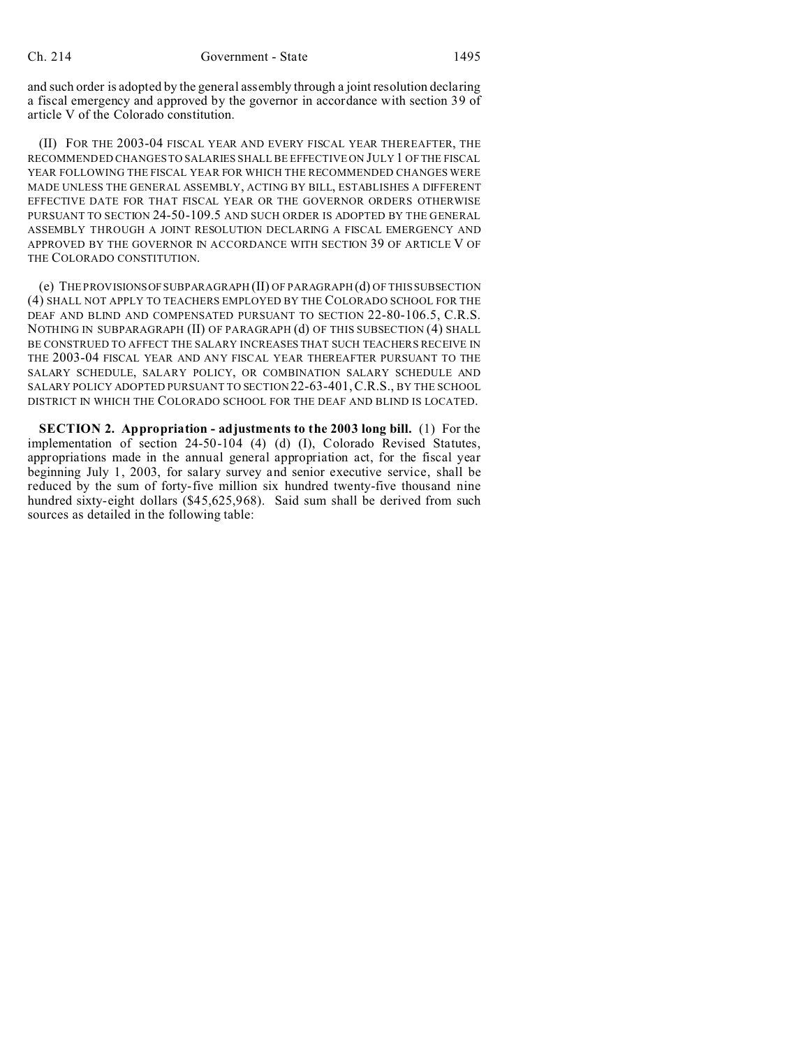and such order is adopted by the general assembly through a joint resolution declaring a fiscal emergency and approved by the governor in accordance with section 39 of article V of the Colorado constitution.

(II) FOR THE 2003-04 FISCAL YEAR AND EVERY FISCAL YEAR THEREAFTER, THE RECOMMENDED CHANGES TO SALARIES SHALL BE EFFECTIVE ON JULY 1 OF THE FISCAL YEAR FOLLOWING THE FISCAL YEAR FOR WHICH THE RECOMMENDED CHANGES WERE MADE UNLESS THE GENERAL ASSEMBLY, ACTING BY BILL, ESTABLISHES A DIFFERENT EFFECTIVE DATE FOR THAT FISCAL YEAR OR THE GOVERNOR ORDERS OTHERWISE PURSUANT TO SECTION 24-50-109.5 AND SUCH ORDER IS ADOPTED BY THE GENERAL ASSEMBLY THROUGH A JOINT RESOLUTION DECLARING A FISCAL EMERGENCY AND APPROVED BY THE GOVERNOR IN ACCORDANCE WITH SECTION 39 OF ARTICLE V OF THE COLORADO CONSTITUTION.

(e) THE PROVISIONS OF SUBPARAGRAPH (II) OF PARAGRAPH (d) OF THIS SUBSECTION (4) SHALL NOT APPLY TO TEACHERS EMPLOYED BY THE COLORADO SCHOOL FOR THE DEAF AND BLIND AND COMPENSATED PURSUANT TO SECTION 22-80-106.5, C.R.S. NOTHING IN SUBPARAGRAPH (II) OF PARAGRAPH (d) OF THIS SUBSECTION (4) SHALL BE CONSTRUED TO AFFECT THE SALARY INCREASES THAT SUCH TEACHERS RECEIVE IN THE 2003-04 FISCAL YEAR AND ANY FISCAL YEAR THEREAFTER PURSUANT TO THE SALARY SCHEDULE, SALARY POLICY, OR COMBINATION SALARY SCHEDULE AND SALARY POLICY ADOPTED PURSUANT TO SECTION 22-63-401, C.R.S., BY THE SCHOOL DISTRICT IN WHICH THE COLORADO SCHOOL FOR THE DEAF AND BLIND IS LOCATED.

**SECTION 2. Appropriation - adjustments to the 2003 long bill.** (1) For the implementation of section 24-50-104 (4) (d) (I), Colorado Revised Statutes, appropriations made in the annual general appropriation act, for the fiscal year beginning July 1, 2003, for salary survey and senior executive service, shall be reduced by the sum of forty-five million six hundred twenty-five thousand nine hundred sixty-eight dollars ($45,625,968). Said sum shall be derived from such sources as detailed in the following table: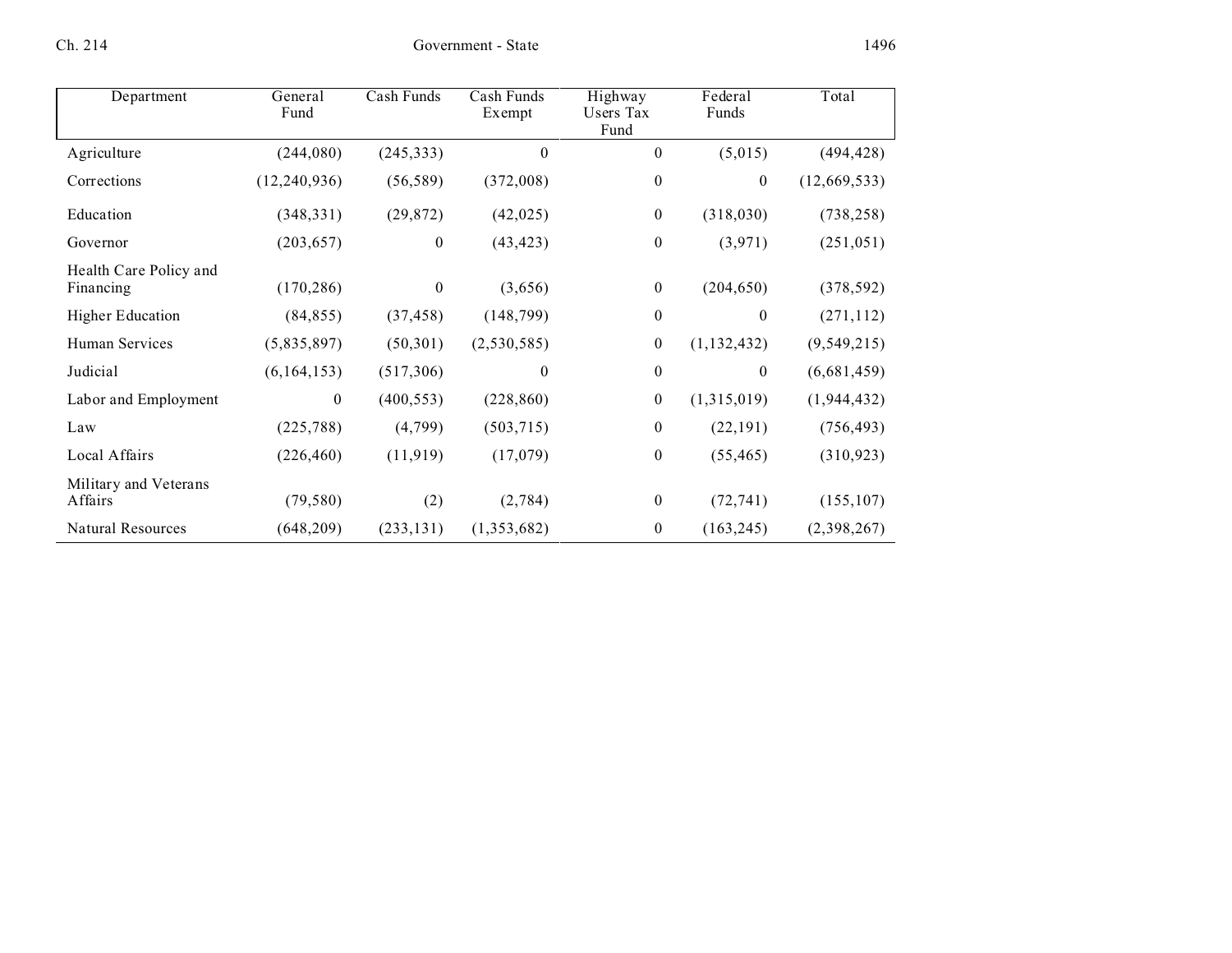| Department | General Fund | Cash Funds | Cash Funds Exempt | Highway Users Tax Fund | Federal Funds | Total |
|---|---|---|---|---|---|---|
| Agriculture | (244,080) | (245,333) | 0 | 0 | (5,015) | (494,428) |
| Corrections | (12,240,936) | (56,589) | (372,008) | 0 | 0 | (12,669,533) |
| Education | (348,331) | (29,872) | (42,025) | 0 | (318,030) | (738,258) |
| Governor | (203,657) | 0 | (43,423) | 0 | (3,971) | (251,051) |
| Health Care Policy and Financing | (170,286) | 0 | (3,656) | 0 | (204,650) | (378,592) |
| Higher Education | (84,855) | (37,458) | (148,799) | 0 | 0 | (271,112) |
| Human Services | (5,835,897) | (50,301) | (2,530,585) | 0 | (1,132,432) | (9,549,215) |
| Judicial | (6,164,153) | (517,306) | 0 | 0 | 0 | (6,681,459) |
| Labor and Employment | 0 | (400,553) | (228,860) | 0 | (1,315,019) | (1,944,432) |
| Law | (225,788) | (4,799) | (503,715) | 0 | (22,191) | (756,493) |
| Local Affairs | (226,460) | (11,919) | (17,079) | 0 | (55,465) | (310,923) |
| Military and Veterans Affairs | (79,580) | (2) | (2,784) | 0 | (72,741) | (155,107) |
| Natural Resources | (648,209) | (233,131) | (1,353,682) | 0 | (163,245) | (2,398,267) |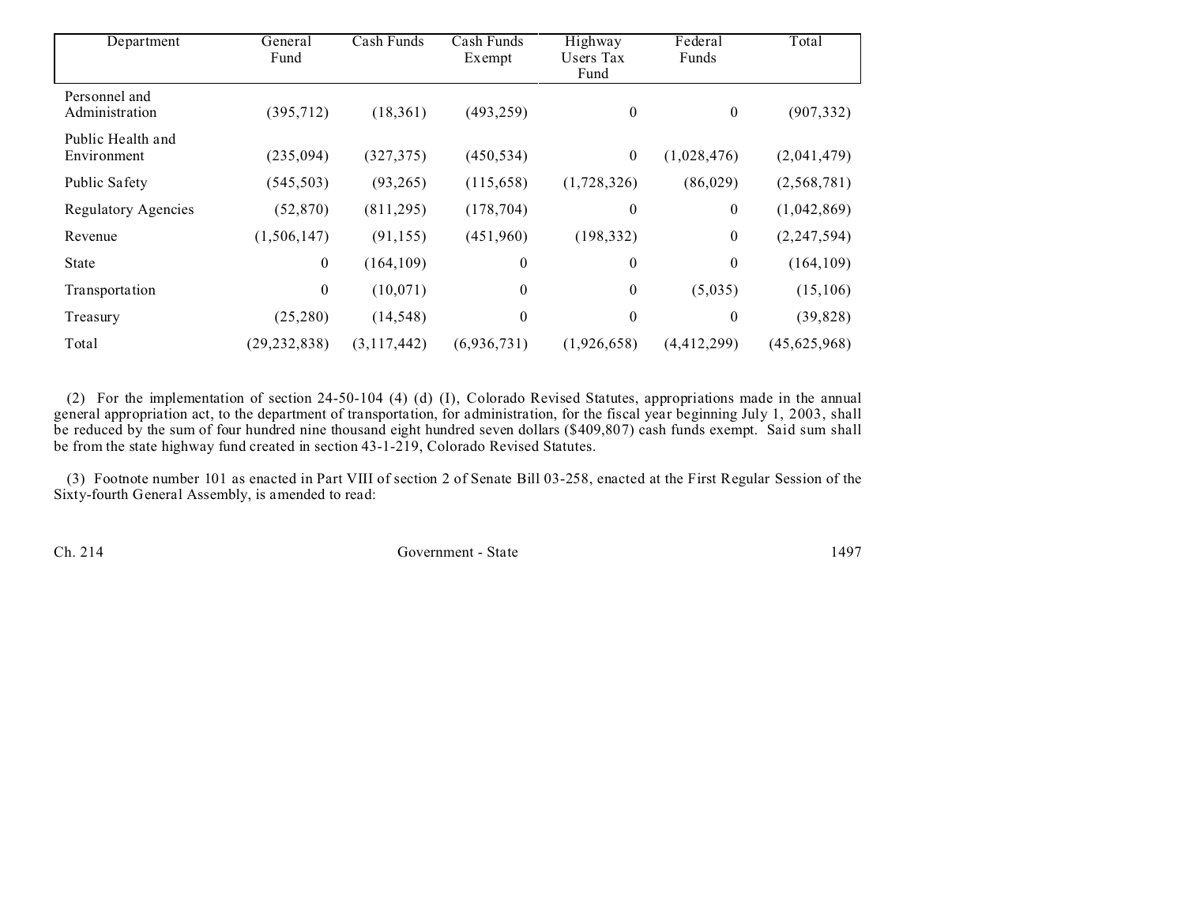| Department | General Fund | Cash Funds | Cash Funds Exempt | Highway Users Tax Fund | Federal Funds | Total |
|---|---|---|---|---|---|---|
| Personnel and Administration | (395,712) | (18,361) | (493,259) | 0 | 0 | (907,332) |
| Public Health and Environment | (235,094) | (327,375) | (450,534) | 0 | (1,028,476) | (2,041,479) |
| Public Safety | (545,503) | (93,265) | (115,658) | (1,728,326) | (86,029) | (2,568,781) |
| Regulatory Agencies | (52,870) | (811,295) | (178,704) | 0 | 0 | (1,042,869) |
| Revenue | (1,506,147) | (91,155) | (451,960) | (198,332) | 0 | (2,247,594) |
| State | 0 | (164,109) | 0 | 0 | 0 | (164,109) |
| Transportation | 0 | (10,071) | 0 | 0 | (5,035) | (15,106) |
| Treasury | (25,280) | (14,548) | 0 | 0 | 0 | (39,828) |
| Total | (29,232,838) | (3,117,442) | (6,936,731) | (1,926,658) | (4,412,299) | (45,625,968) |

(2) For the implementation of section 24-50-104 (4) (d) (I), Colorado Revised Statutes, appropriations made in the annual general appropriation act, to the department of transportation, for administration, for the fiscal year beginning July 1, 2003, shall be reduced by the sum of four hundred nine thousand eight hundred seven dollars ($409,807) cash funds exempt. Said sum shall be from the state highway fund created in section 43-1-219, Colorado Revised Statutes.

(3) Footnote number 101 as enacted in Part VIII of section 2 of Senate Bill 03-258, enacted at the First Regular Session of the Sixty-fourth General Assembly, is amended to read: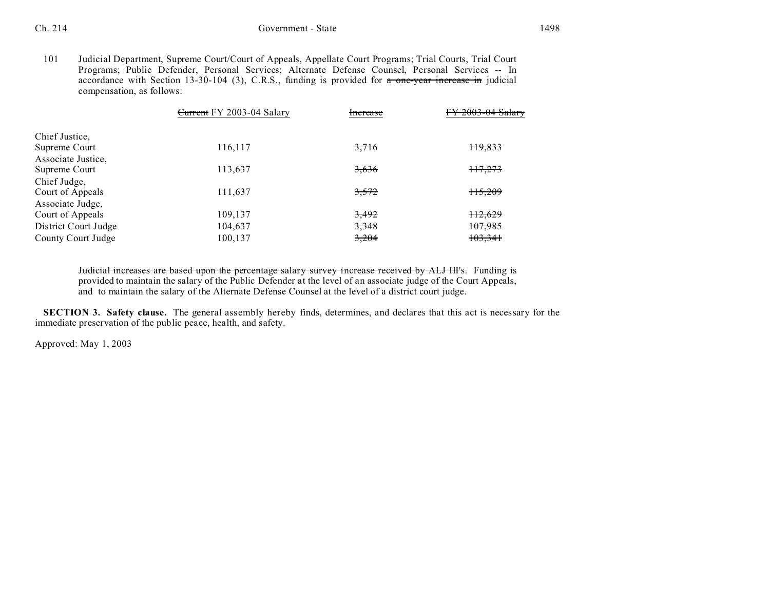101 Judicial Department, Supreme Court/Court of Appeals, Appellate Court Programs; Trial Courts, Trial Court Programs; Public Defender, Personal Services; Alternate Defense Counsel, Personal Services -- In accordance with Section 13-30-104 (3), C.R.S., funding is provided for ~~a one-year increase in~~ judicial compensation, as follows:

| | ~~Current~~ FY 2003-04 Salary | ~~Increase~~ | ~~FY 2003-04 Salary~~ |
|---|---|---|---|
| Chief Justice, Supreme Court | 116,117 | ~~3,716~~ | ~~119,833~~ |
| Associate Justice, Supreme Court | 113,637 | ~~3,636~~ | ~~117,273~~ |
| Chief Judge, Court of Appeals | 111,637 | ~~3,572~~ | ~~115,209~~ |
| Associate Judge, Court of Appeals | 109,137 | ~~3,492~~ | ~~112,629~~ |
| District Court Judge | 104,637 | ~~3,348~~ | ~~107,985~~ |
| County Court Judge | 100,137 | ~~3,204~~ | ~~103,341~~ |

~~Judicial increases are based upon the percentage salary survey increase received by ALJ III's.~~ Funding is provided to maintain the salary of the Public Defender at the level of an associate judge of the Court Appeals, and to maintain the salary of the Alternate Defense Counsel at the level of a district court judge.

**SECTION 3. Safety clause.** The general assembly hereby finds, determines, and declares that this act is necessary for the immediate preservation of the public peace, health, and safety.

Approved: May 1, 2003